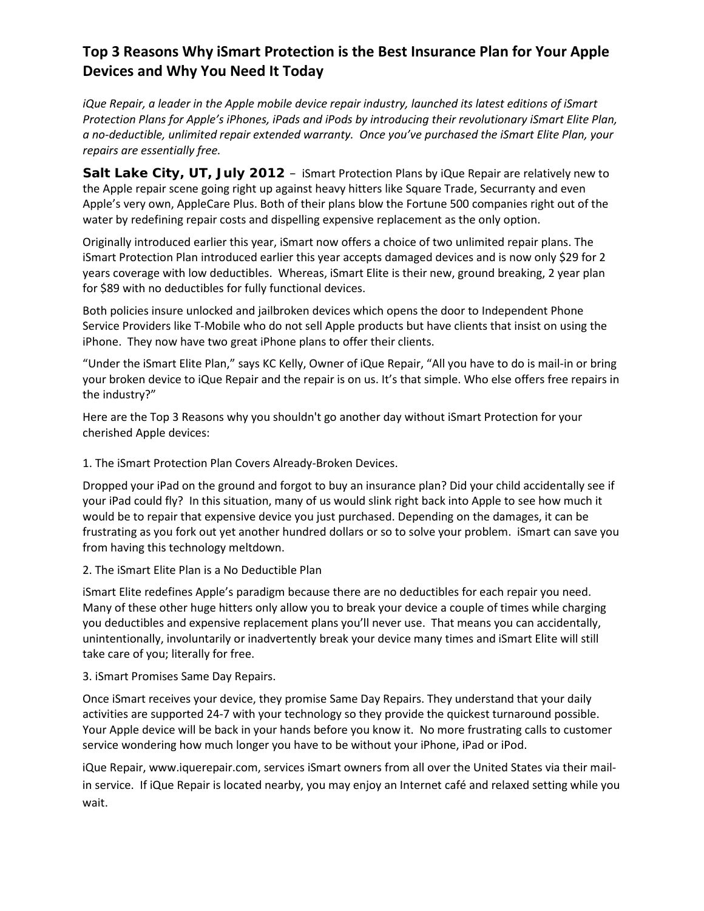# Top 3 Reasons Why iSmart Protection is the Best Insurance Plan for Your Apple Devices and Why You Need It Today

*iQue Repair, a leader in the Apple mobile device repair industry, launched its latest editions of iSmart Protection Plans for Apple's iPhones, iPads and iPods by introducing their revolutionary iSmart Elite Plan, a no-deductible, unlimited repair extended warranty. Once you've purchased the iSmart Elite Plan, your repairs are essentially free.*

**Salt Lake City, UT, July 2012** – iSmart Protection Plans by iQue Repair are relatively new to the Apple repair scene going right up against heavy hitters like Square Trade, Securranty and even Apple's very own, AppleCare Plus. Both of their plans blow the Fortune 500 companies right out of the water by redefining repair costs and dispelling expensive replacement as the only option.

Originally introduced earlier this year, iSmart now offers a choice of two unlimited repair plans. The iSmart Protection Plan introduced earlier this year accepts damaged devices and is now only $29 for 2 years coverage with low deductibles. Whereas, iSmart Elite is their new, ground breaking, 2 year plan for $89 with no deductibles for fully functional devices.

Both policies insure unlocked and jailbroken devices which opens the door to Independent Phone Service Providers like T-Mobile who do not sell Apple products but have clients that insist on using the iPhone. They now have two great iPhone plans to offer their clients.

"Under the iSmart Elite Plan," says KC Kelly, Owner of iQue Repair, "All you have to do is mail-in or bring your broken device to iQue Repair and the repair is on us. It's that simple. Who else offers free repairs in the industry?"

Here are the Top 3 Reasons why you shouldn't go another day without iSmart Protection for your cherished Apple devices:

1. The iSmart Protection Plan Covers Already-Broken Devices.

Dropped your iPad on the ground and forgot to buy an insurance plan? Did your child accidentally see if your iPad could fly? In this situation, many of us would slink right back into Apple to see how much it would be to repair that expensive device you just purchased. Depending on the damages, it can be frustrating as you fork out yet another hundred dollars or so to solve your problem. iSmart can save you from having this technology meltdown.

2. The iSmart Elite Plan is a No Deductible Plan

iSmart Elite redefines Apple's paradigm because there are no deductibles for each repair you need. Many of these other huge hitters only allow you to break your device a couple of times while charging you deductibles and expensive replacement plans you'll never use. That means you can accidentally, unintentionally, involuntarily or inadvertently break your device many times and iSmart Elite will still take care of you; literally for free.

3. iSmart Promises Same Day Repairs.

Once iSmart receives your device, they promise Same Day Repairs. They understand that your daily activities are supported 24-7 with your technology so they provide the quickest turnaround possible. Your Apple device will be back in your hands before you know it. No more frustrating calls to customer service wondering how much longer you have to be without your iPhone, iPad or iPod.

iQue Repair, www.iquerepair.com, services iSmart owners from all over the United States via their mail-in service. If iQue Repair is located nearby, you may enjoy an Internet café and relaxed setting while you wait.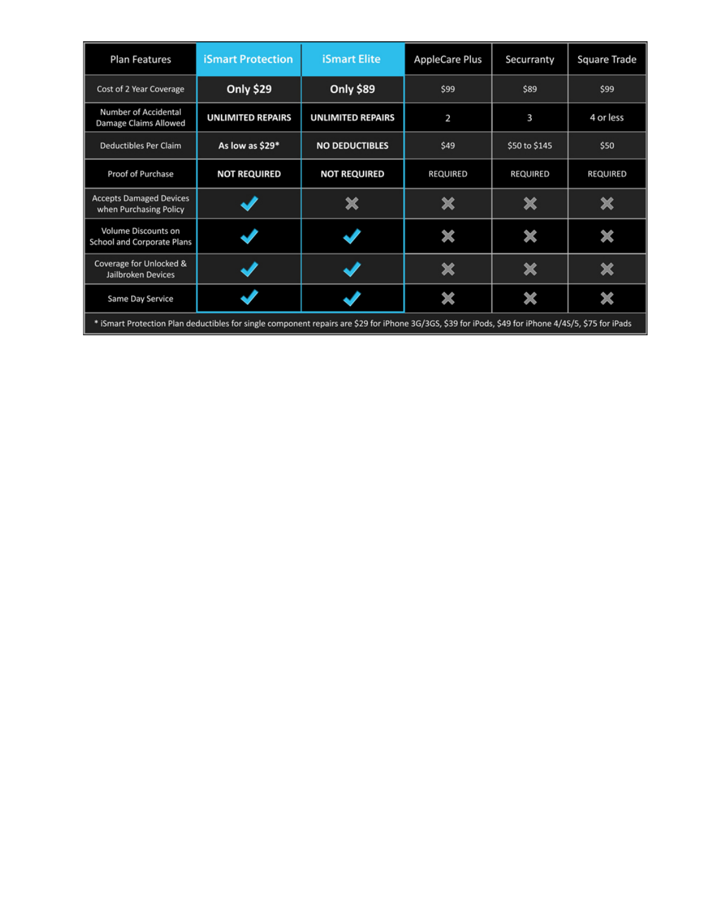| Plan Features | iSmart Protection | iSmart Elite | AppleCare Plus | Securranty | Square Trade |
|---|---|---|---|---|---|
| Cost of 2 Year Coverage | Only $29 | Only $89 | $99 | $89 | $99 |
| Number of Accidental Damage Claims Allowed | UNLIMITED REPAIRS | UNLIMITED REPAIRS | 2 | 3 | 4 or less |
| Deductibles Per Claim | As low as $29* | NO DEDUCTIBLES | $49 | $50 to $145 | $50 |
| Proof of Purchase | NOT REQUIRED | NOT REQUIRED | REQUIRED | REQUIRED | REQUIRED |
| Accepts Damaged Devices when Purchasing Policy | ✓ | ✗ | ✗ | ✗ | ✗ |
| Volume Discounts on School and Corporate Plans | ✓ | ✓ | ✗ | ✗ | ✗ |
| Coverage for Unlocked & Jailbroken Devices | ✓ | ✓ | ✗ | ✗ | ✗ |
| Same Day Service | ✓ | ✓ | ✗ | ✗ | ✗ |

* iSmart Protection Plan deductibles for single component repairs are $29 for iPhone 3G/3GS, $39 for iPods, $49 for iPhone 4/4S/5, $75 for iPads